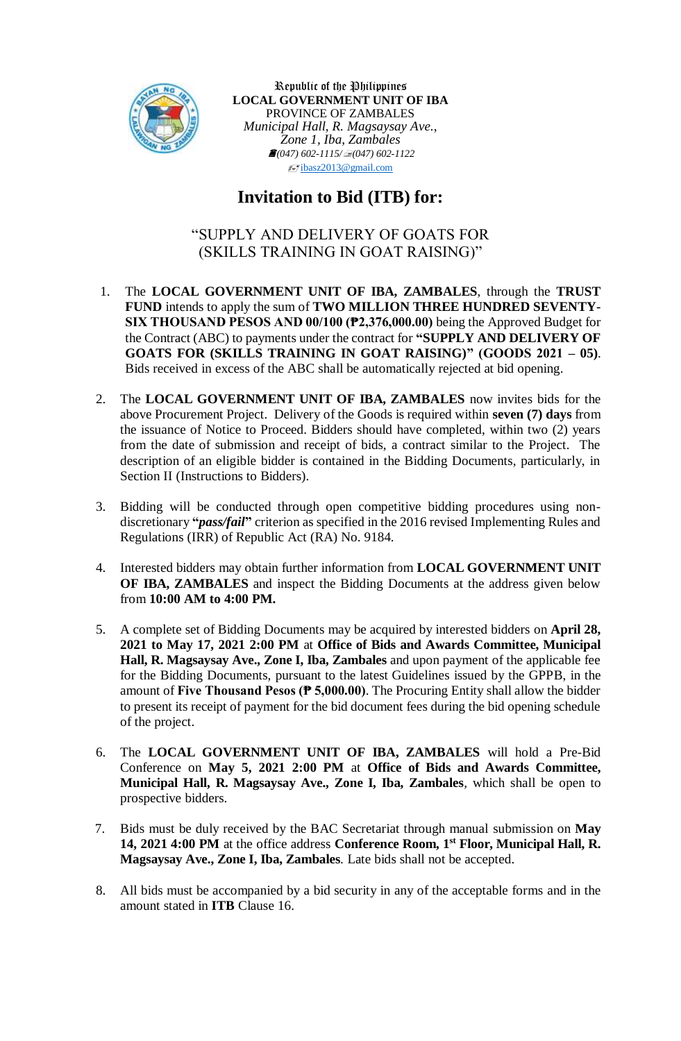Republic of the Philippines
**LOCAL GOVERNMENT UNIT OF IBA**
PROVINCE OF ZAMBALES
*Municipal Hall, R. Magsaysay Ave.,*
*Zone 1, Iba, Zambales*
*(047) 602-1115/ (047) 602-1122*
ibasz2013@gmail.com

# Invitation to Bid (ITB) for:

## "SUPPLY AND DELIVERY OF GOATS FOR (SKILLS TRAINING IN GOAT RAISING)"

1. The **LOCAL GOVERNMENT UNIT OF IBA, ZAMBALES**, through the **TRUST FUND** intends to apply the sum of **TWO MILLION THREE HUNDRED SEVENTY-SIX THOUSAND PESOS AND 00/100 (₱2,376,000.00)** being the Approved Budget for the Contract (ABC) to payments under the contract for **"SUPPLY AND DELIVERY OF GOATS FOR (SKILLS TRAINING IN GOAT RAISING)" (GOODS 2021 – 05)**. Bids received in excess of the ABC shall be automatically rejected at bid opening.

2. The **LOCAL GOVERNMENT UNIT OF IBA, ZAMBALES** now invites bids for the above Procurement Project. Delivery of the Goods is required within **seven (7) days** from the issuance of Notice to Proceed. Bidders should have completed, within two (2) years from the date of submission and receipt of bids, a contract similar to the Project. The description of an eligible bidder is contained in the Bidding Documents, particularly, in Section II (Instructions to Bidders).

3. Bidding will be conducted through open competitive bidding procedures using non-discretionary **"*pass/fail*"** criterion as specified in the 2016 revised Implementing Rules and Regulations (IRR) of Republic Act (RA) No. 9184.

4. Interested bidders may obtain further information from **LOCAL GOVERNMENT UNIT OF IBA, ZAMBALES** and inspect the Bidding Documents at the address given below from **10:00 AM to 4:00 PM.**

5. A complete set of Bidding Documents may be acquired by interested bidders on **April 28, 2021 to May 17, 2021 2:00 PM** at **Office of Bids and Awards Committee, Municipal Hall, R. Magsaysay Ave., Zone I, Iba, Zambales** and upon payment of the applicable fee for the Bidding Documents, pursuant to the latest Guidelines issued by the GPPB, in the amount of **Five Thousand Pesos (₱ 5,000.00)**. The Procuring Entity shall allow the bidder to present its receipt of payment for the bid document fees during the bid opening schedule of the project.

6. The **LOCAL GOVERNMENT UNIT OF IBA, ZAMBALES** will hold a Pre-Bid Conference on **May 5, 2021 2:00 PM** at **Office of Bids and Awards Committee, Municipal Hall, R. Magsaysay Ave., Zone I, Iba, Zambales**, which shall be open to prospective bidders.

7. Bids must be duly received by the BAC Secretariat through manual submission on **May 14, 2021 4:00 PM** at the office address **Conference Room, 1st Floor, Municipal Hall, R. Magsaysay Ave., Zone I, Iba, Zambales**. Late bids shall not be accepted.

8. All bids must be accompanied by a bid security in any of the acceptable forms and in the amount stated in **ITB** Clause 16.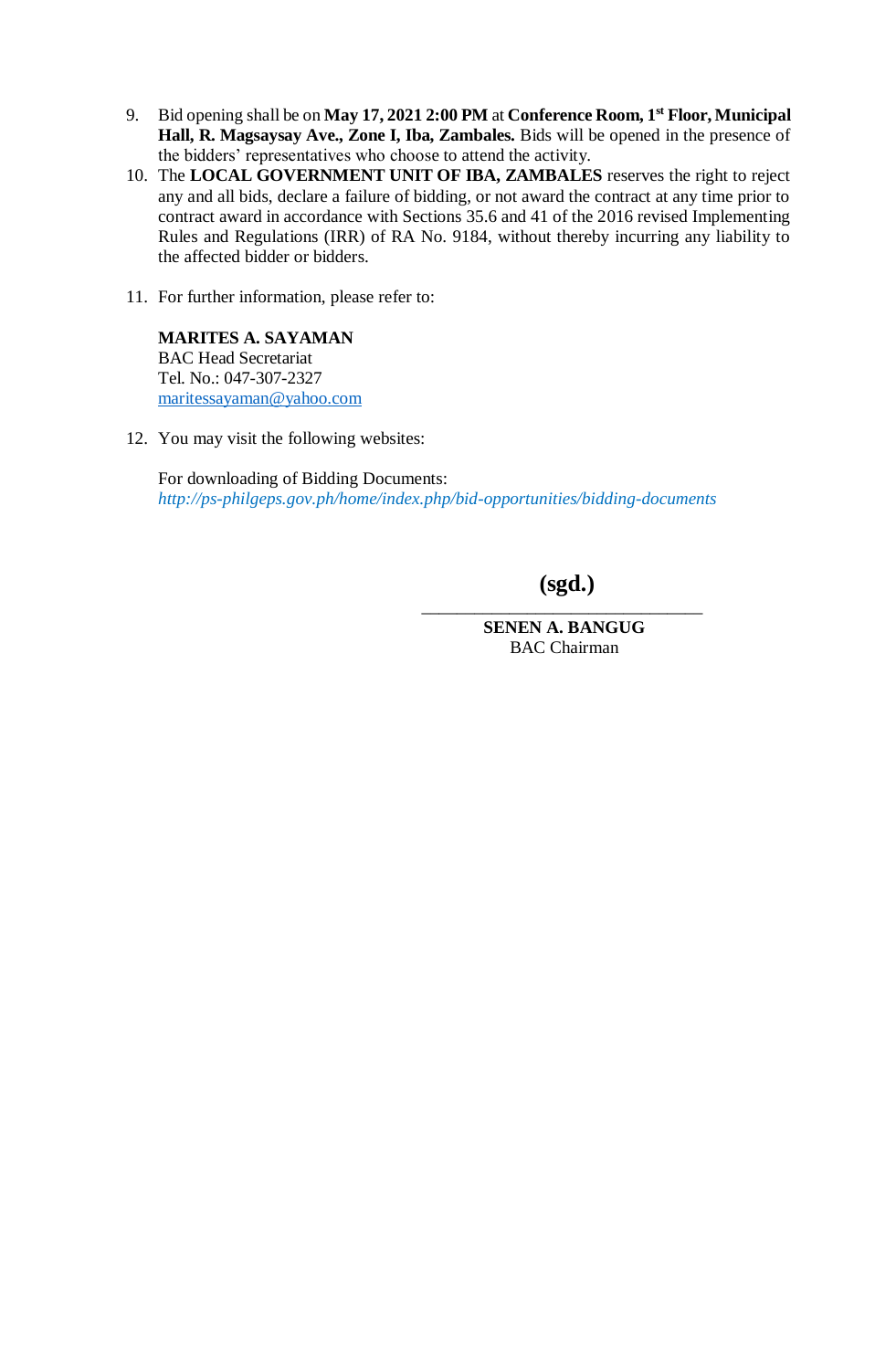9. Bid opening shall be on **May 17, 2021 2:00 PM** at **Conference Room, 1st Floor, Municipal Hall, R. Magsaysay Ave., Zone I, Iba, Zambales.** Bids will be opened in the presence of the bidders' representatives who choose to attend the activity.
10. The **LOCAL GOVERNMENT UNIT OF IBA, ZAMBALES** reserves the right to reject any and all bids, declare a failure of bidding, or not award the contract at any time prior to contract award in accordance with Sections 35.6 and 41 of the 2016 revised Implementing Rules and Regulations (IRR) of RA No. 9184, without thereby incurring any liability to the affected bidder or bidders.

11. For further information, please refer to:

    **MARITES A. SAYAMAN**
    BAC Head Secretariat
    Tel. No.: 047-307-2327
    maritessayaman@yahoo.com

12. You may visit the following websites:

    For downloading of Bidding Documents:
    *http://ps-philgeps.gov.ph/home/index.php/bid-opportunities/bidding-documents*

**(sgd.)**
_______________________________
**SENEN A. BANGUG**
BAC Chairman